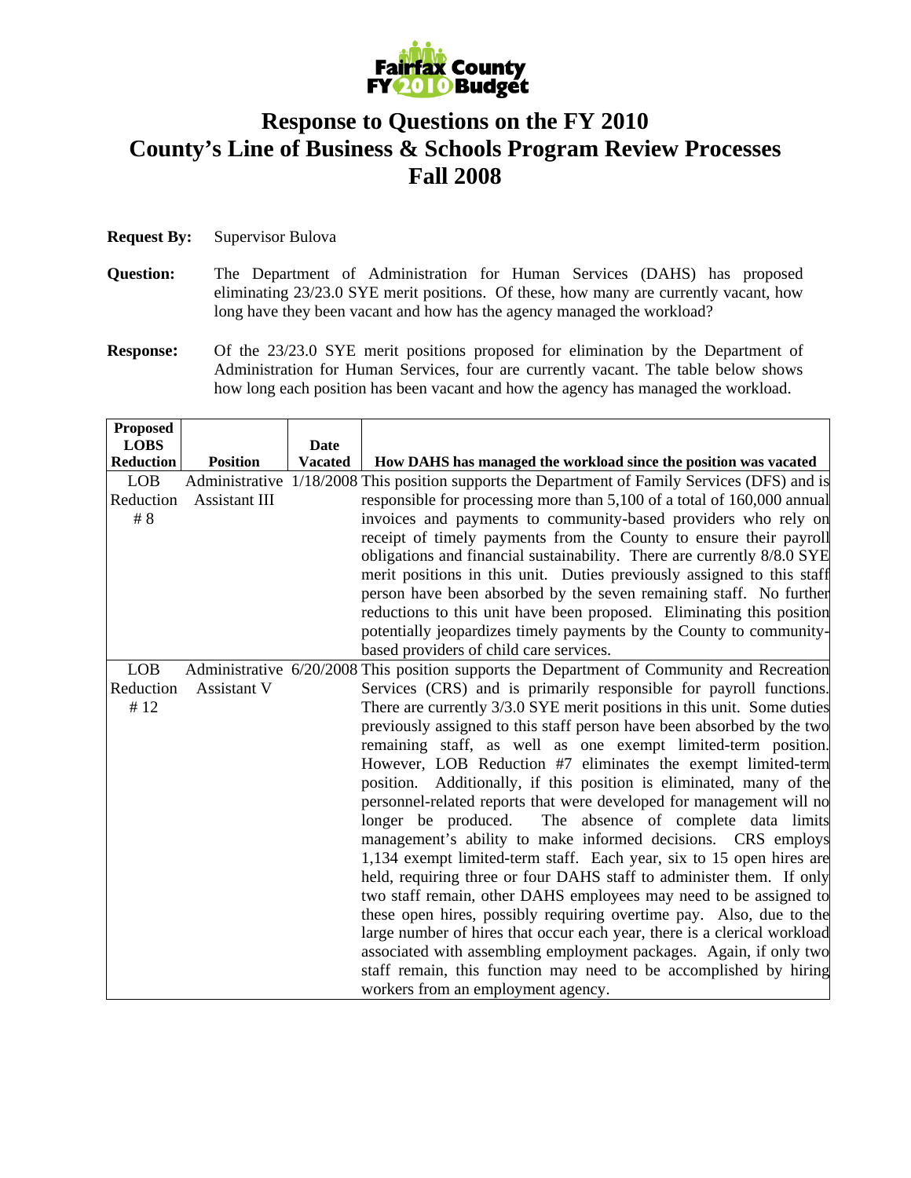# Response to Questions on the FY 2010 County's Line of Business & Schools Program Review Processes Fall 2008

**Request By:** Supervisor Bulova

**Question:** The Department of Administration for Human Services (DAHS) has proposed eliminating 23/23.0 SYE merit positions. Of these, how many are currently vacant, how long have they been vacant and how has the agency managed the workload?

**Response:** Of the 23/23.0 SYE merit positions proposed for elimination by the Department of Administration for Human Services, four are currently vacant. The table below shows how long each position has been vacant and how the agency has managed the workload.

| Proposed LOBS Reduction | Position | Date Vacated | How DAHS has managed the workload since the position was vacated |
|---|---|---|---|
| LOB Reduction # 8 | Administrative Assistant III | 1/18/2008 | This position supports the Department of Family Services (DFS) and is responsible for processing more than 5,100 of a total of 160,000 annual invoices and payments to community-based providers who rely on receipt of timely payments from the County to ensure their payroll obligations and financial sustainability. There are currently 8/8.0 SYE merit positions in this unit. Duties previously assigned to this staff person have been absorbed by the seven remaining staff. No further reductions to this unit have been proposed. Eliminating this position potentially jeopardizes timely payments by the County to community-based providers of child care services. |
| LOB Reduction # 12 | Administrative Assistant V | 6/20/2008 | This position supports the Department of Community and Recreation Services (CRS) and is primarily responsible for payroll functions. There are currently 3/3.0 SYE merit positions in this unit. Some duties previously assigned to this staff person have been absorbed by the two remaining staff, as well as one exempt limited-term position. However, LOB Reduction #7 eliminates the exempt limited-term position. Additionally, if this position is eliminated, many of the personnel-related reports that were developed for management will no longer be produced. The absence of complete data limits management's ability to make informed decisions. CRS employs 1,134 exempt limited-term staff. Each year, six to 15 open hires are held, requiring three or four DAHS staff to administer them. If only two staff remain, other DAHS employees may need to be assigned to these open hires, possibly requiring overtime pay. Also, due to the large number of hires that occur each year, there is a clerical workload associated with assembling employment packages. Again, if only two staff remain, this function may need to be accomplished by hiring workers from an employment agency. |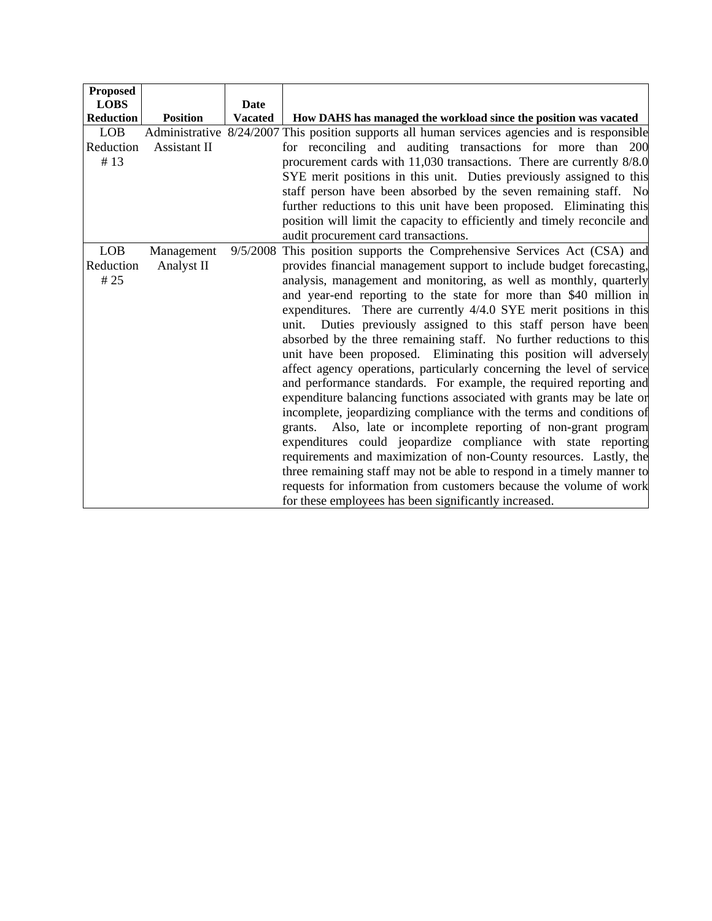| Proposed LOBS Reduction | Position | Date Vacated | How DAHS has managed the workload since the position was vacated |
|---|---|---|---|
| LOB Reduction # 13 | Administrative Assistant II | 8/24/2007 | This position supports all human services agencies and is responsible for reconciling and auditing transactions for more than 200 procurement cards with 11,030 transactions. There are currently 8/8.0 SYE merit positions in this unit. Duties previously assigned to this staff person have been absorbed by the seven remaining staff. No further reductions to this unit have been proposed. Eliminating this position will limit the capacity to efficiently and timely reconcile and audit procurement card transactions. |
| LOB Reduction # 25 | Management Analyst II | 9/5/2008 | This position supports the Comprehensive Services Act (CSA) and provides financial management support to include budget forecasting, analysis, management and monitoring, as well as monthly, quarterly and year-end reporting to the state for more than $40 million in expenditures. There are currently 4/4.0 SYE merit positions in this unit. Duties previously assigned to this staff person have been absorbed by the three remaining staff. No further reductions to this unit have been proposed. Eliminating this position will adversely affect agency operations, particularly concerning the level of service and performance standards. For example, the required reporting and expenditure balancing functions associated with grants may be late or incomplete, jeopardizing compliance with the terms and conditions of grants. Also, late or incomplete reporting of non-grant program expenditures could jeopardize compliance with state reporting requirements and maximization of non-County resources. Lastly, the three remaining staff may not be able to respond in a timely manner to requests for information from customers because the volume of work for these employees has been significantly increased. |